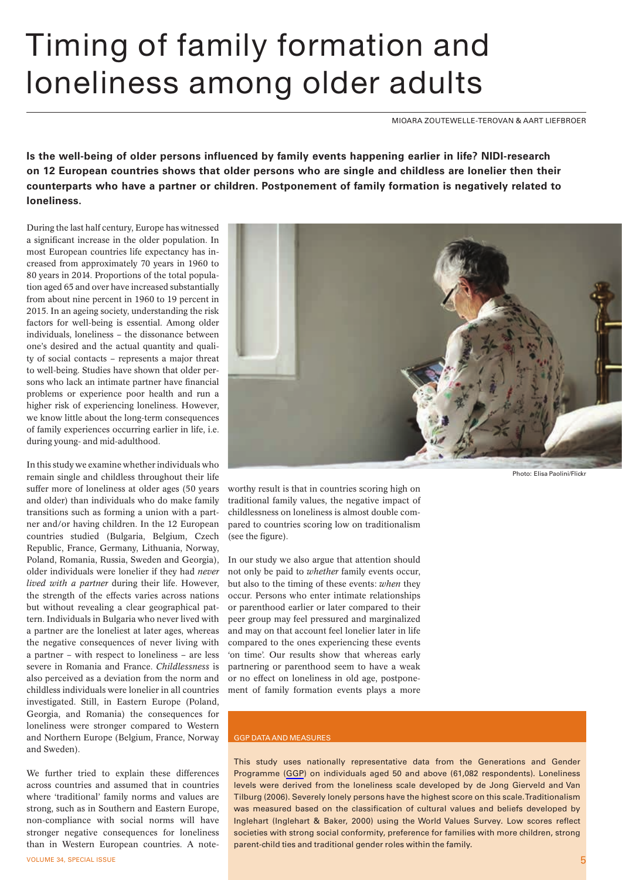# Timing of family formation and loneliness among older adults

MIOARA ZOUTEWELLE-TEROVAN & AART LIEFBROER

**Is the well-being of older persons influenced by family events happening earlier in life? NIDI-research on 12 European countries shows that older persons who are single and childless are lonelier then their counterparts who have a partner or children. Postponement of family formation is negatively related to loneliness.**

During the last half century, Europe has witnessed a significant increase in the older population. In most European countries life expectancy has increased from approximately 70 years in 1960 to 80 years in 2014. Proportions of the total population aged 65 and over have increased substantially from about nine percent in 1960 to 19 percent in 2015. In an ageing society, understanding the risk factors for well-being is essential. Among older individuals, loneliness – the dissonance between one's desired and the actual quantity and quality of social contacts – represents a major threat to well-being. Studies have shown that older persons who lack an intimate partner have financial problems or experience poor health and run a higher risk of experiencing loneliness. However, we know little about the long-term consequences of family experiences occurring earlier in life, i.e. during young- and mid-adulthood.

In this study we examine whether individuals who remain single and childless throughout their life suffer more of loneliness at older ages (50 years and older) than individuals who do make family transitions such as forming a union with a partner and/or having children. In the 12 European countries studied (Bulgaria, Belgium, Czech Republic, France, Germany, Lithuania, Norway, Poland, Romania, Russia, Sweden and Georgia), older individuals were lonelier if they had *never lived with a partner* during their life. However, the strength of the effects varies across nations but without revealing a clear geographical pattern. Individuals in Bulgaria who never lived with a partner are the loneliest at later ages, whereas the negative consequences of never living with a partner – with respect to loneliness – are less severe in Romania and France. *Childlessness* is also perceived as a deviation from the norm and childless individuals were lonelier in all countries investigated. Still, in Eastern Europe (Poland, Georgia, and Romania) the consequences for loneliness were stronger compared to Western and Northern Europe (Belgium, France, Norway and Sweden).

We further tried to explain these differences across countries and assumed that in countries where 'traditional' family norms and values are strong, such as in Southern and Eastern Europe, non-compliance with social norms will have stronger negative consequences for loneliness than in Western European countries. A noteworthy result is that in countries scoring high on traditional family values, the negative impact of childlessness on loneliness is almost double compared to countries scoring low on traditionalism (see the figure).

Photo: Elisa Paolini/Flickr

In our study we also argue that attention should not only be paid to *whether* family events occur, but also to the timing of these events: *when* they occur. Persons who enter intimate relationships or parenthood earlier or later compared to their peer group may feel pressured and marginalized and may on that account feel lonelier later in life compared to the ones experiencing these events 'on time'. Our results show that whereas early partnering or parenthood seem to have a weak or no effect on loneliness in old age, postponement of family formation events plays a more

## GGP DATA AND MEASURES

This study uses nationally representative data from the Generations and Gender Programme (GGP) on individuals aged 50 and above (61,082 respondents). Loneliness levels were derived from the loneliness scale developed by de Jong Gierveld and Van Tilburg (2006). Severely lonely persons have the highest score on this scale. Traditionalism was measured based on the classification of cultural values and beliefs developed by Inglehart (Inglehart & Baker, 2000) using the World Values Survey. Low scores reflect societies with strong social conformity, preference for families with more children, strong parent-child ties and traditional gender roles within the family.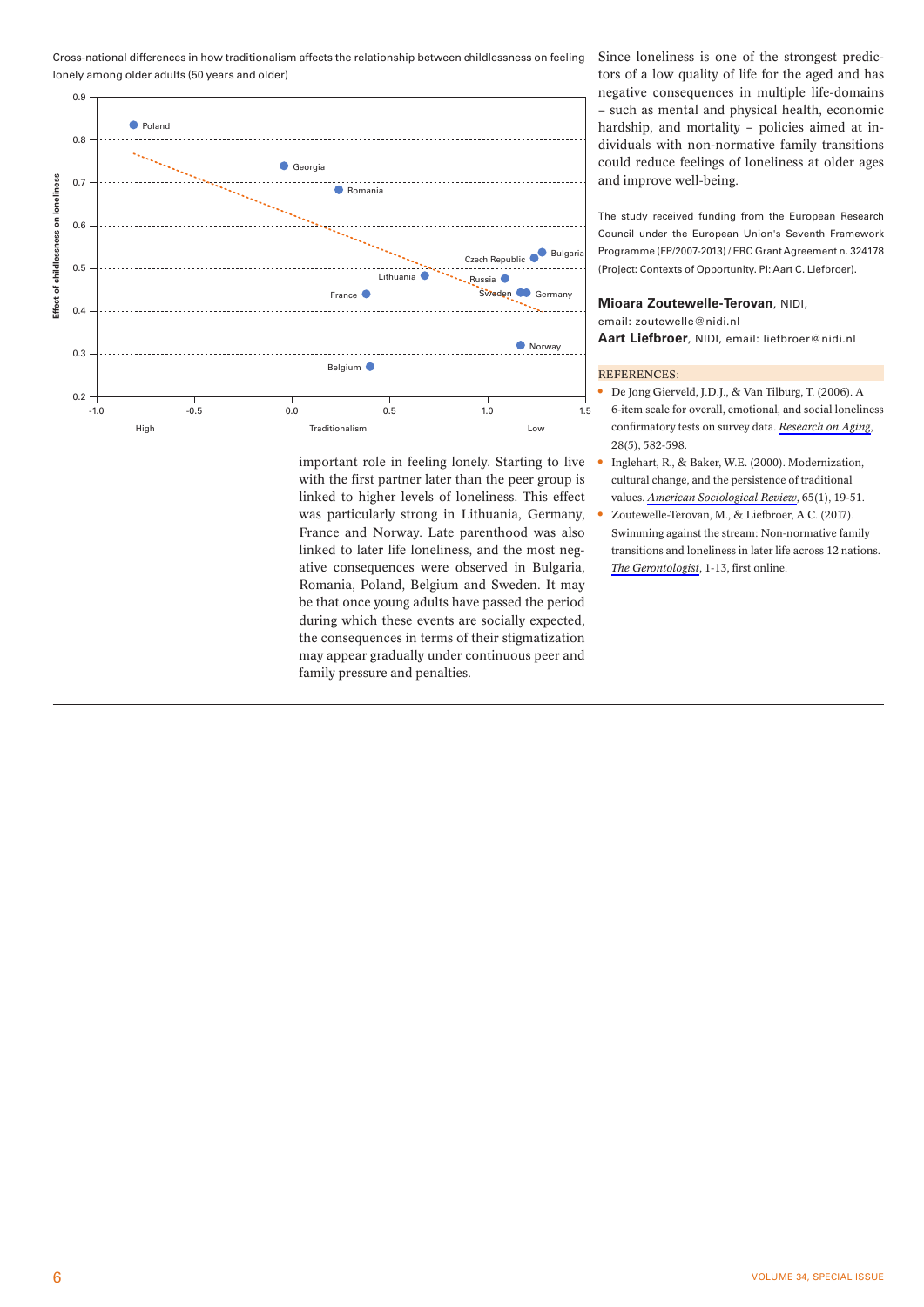Cross-national differences in how traditionalism affects the relationship between childlessness on feeling lonely among older adults (50 years and older)

Effect of childlessness on loneliness

0.9
0.8
0.7
0.6
0.5
0.4
0.3
0.2

-1.0
-0.5
0.0
0.5
1.0
1.5

High
Traditionalism
Low

Poland
Georgia
Romania
Czech Republic
Bulgaria
Lithuania
Russia
Sweden
Germany
France
Norway
Belgium

important role in feeling lonely. Starting to live with the first partner later than the peer group is linked to higher levels of loneliness. This effect was particularly strong in Lithuania, Germany, France and Norway. Late parenthood was also linked to later life loneliness, and the most negative consequences were observed in Bulgaria, Romania, Poland, Belgium and Sweden. It may be that once young adults have passed the period during which these events are socially expected, the consequences in terms of their stigmatization may appear gradually under continuous peer and family pressure and penalties.

Since loneliness is one of the strongest predictors of a low quality of life for the aged and has negative consequences in multiple life-domains – such as mental and physical health, economic hardship, and mortality – policies aimed at individuals with non-normative family transitions could reduce feelings of loneliness at older ages and improve well-being.

The study received funding from the European Research Council under the European Union's Seventh Framework Programme (FP/2007-2013) / ERC Grant Agreement n. 324178 (Project: Contexts of Opportunity. PI: Aart C. Liefbroer).

**Mioara Zoutewelle-Terovan**, NIDI, email: zoutewelle@nidi.nl
**Aart Liefbroer**, NIDI, email: liefbroer@nidi.nl

## REFERENCES:

- De Jong Gierveld, J.D.J., & Van Tilburg, T. (2006). A 6-item scale for overall, emotional, and social loneliness confirmatory tests on survey data. *Research on Aging*, 28(5), 582-598.
- Inglehart, R., & Baker, W.E. (2000). Modernization, cultural change, and the persistence of traditional values. *American Sociological Review*, 65(1), 19-51.
- Zoutewelle-Terovan, M., & Liefbroer, A.C. (2017). Swimming against the stream: Non-normative family transitions and loneliness in later life across 12 nations. *The Gerontologist*, 1-13, first online.